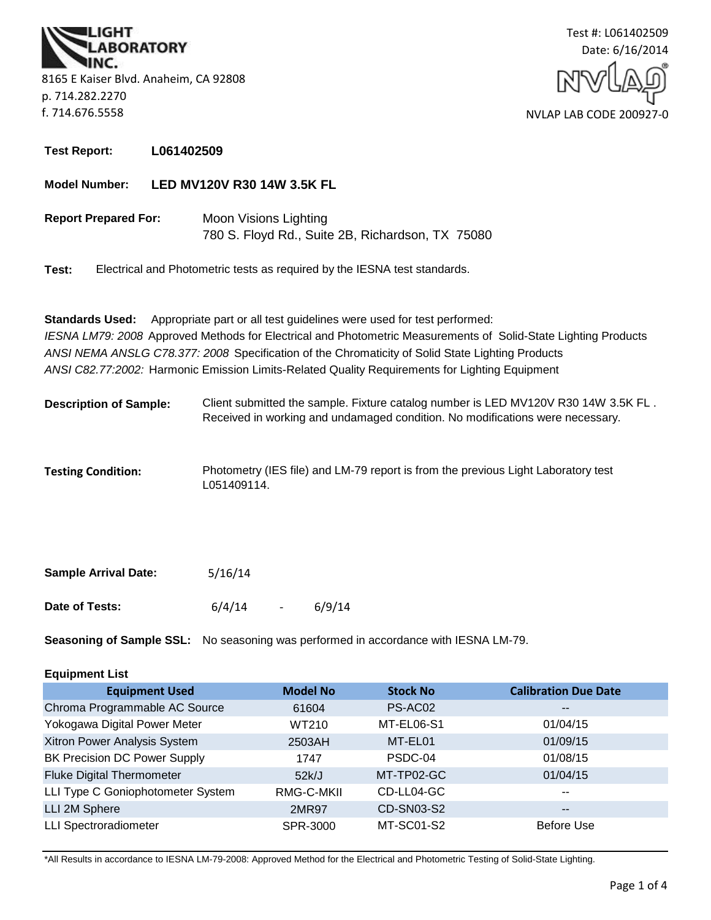**LIGHT LABORATORY INC.**

8165 E Kaiser Blvd. Anaheim, CA 92808
p. 714.282.2270
f. 714.676.5558

Test #: L061402509
Date: 6/16/2014

NVLAP LAB CODE 200927-0

**Test Report:** **L061402509**

**Model Number:** **LED MV120V R30 14W 3.5K FL**

**Report Prepared For:** Moon Visions Lighting
780 S. Floyd Rd., Suite 2B, Richardson, TX 75080

**Test:** Electrical and Photometric tests as required by the IESNA test standards.

**Standards Used:** Appropriate part or all test guidelines were used for test performed:
*IESNA LM79: 2008* Approved Methods for Electrical and Photometric Measurements of Solid-State Lighting Products
*ANSI NEMA ANSLG C78.377: 2008* Specification of the Chromaticity of Solid State Lighting Products
*ANSI C82.77:2002:* Harmonic Emission Limits-Related Quality Requirements for Lighting Equipment

**Description of Sample:** Client submitted the sample. Fixture catalog number is LED MV120V R30 14W 3.5K FL . Received in working and undamaged condition. No modifications were necessary.

**Testing Condition:** Photometry (IES file) and LM-79 report is from the previous Light Laboratory test L051409114.

**Sample Arrival Date:** 5/16/14

**Date of Tests:** 6/4/14 - 6/9/14

**Seasoning of Sample SSL:** No seasoning was performed in accordance with IESNA LM-79.

**Equipment List**

| Equipment Used | Model No | Stock No | Calibration Due Date |
|---|---|---|---|
| Chroma Programmable AC Source | 61604 | PS-AC02 | -- |
| Yokogawa Digital Power Meter | WT210 | MT-EL06-S1 | 01/04/15 |
| Xitron Power Analysis System | 2503AH | MT-EL01 | 01/09/15 |
| BK Precision DC Power Supply | 1747 | PSDC-04 | 01/08/15 |
| Fluke Digital Thermometer | 52k/J | MT-TP02-GC | 01/04/15 |
| LLI Type C Goniophotometer System | RMG-C-MKII | CD-LL04-GC | -- |
| LLI 2M Sphere | 2MR97 | CD-SN03-S2 | -- |
| LLI Spectroradiometer | SPR-3000 | MT-SC01-S2 | Before Use |

*All Results in accordance to IESNA LM-79-2008: Approved Method for the Electrical and Photometric Testing of Solid-State Lighting.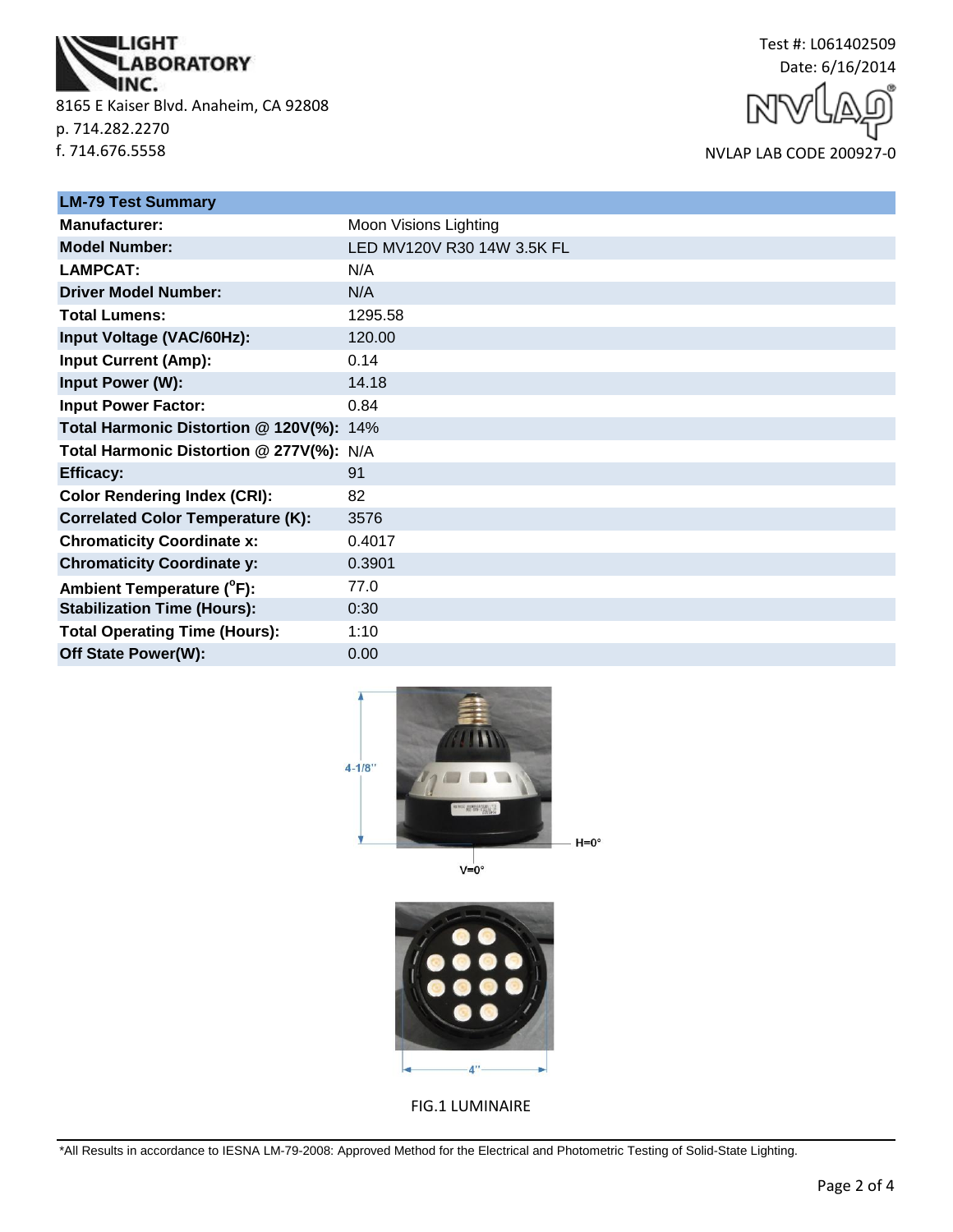LIGHT LABORATORY INC.
8165 E Kaiser Blvd. Anaheim, CA 92808
p. 714.282.2270
f. 714.676.5558

Test #: L061402509
Date: 6/16/2014
NVLAP LAB CODE 200927-0

| LM-79 Test Summary | |
|---|---|
| **Manufacturer:** | Moon Visions Lighting |
| **Model Number:** | LED MV120V R30 14W 3.5K FL |
| **LAMPCAT:** | N/A |
| **Driver Model Number:** | N/A |
| **Total Lumens:** | 1295.58 |
| **Input Voltage (VAC/60Hz):** | 120.00 |
| **Input Current (Amp):** | 0.14 |
| **Input Power (W):** | 14.18 |
| **Input Power Factor:** | 0.84 |
| **Total Harmonic Distortion @ 120V(%):** | 14% |
| **Total Harmonic Distortion @ 277V(%):** | N/A |
| **Efficacy:** | 91 |
| **Color Rendering Index (CRI):** | 82 |
| **Correlated Color Temperature (K):** | 3576 |
| **Chromaticity Coordinate x:** | 0.4017 |
| **Chromaticity Coordinate y:** | 0.3901 |
| **Ambient Temperature (°F):** | 77.0 |
| **Stabilization Time (Hours):** | 0:30 |
| **Total Operating Time (Hours):** | 1:10 |
| **Off State Power(W):** | 0.00 |

4-1/8"

H=0°

V=0°

4"

FIG.1 LUMINAIRE

*All Results in accordance to IESNA LM-79-2008: Approved Method for the Electrical and Photometric Testing of Solid-State Lighting.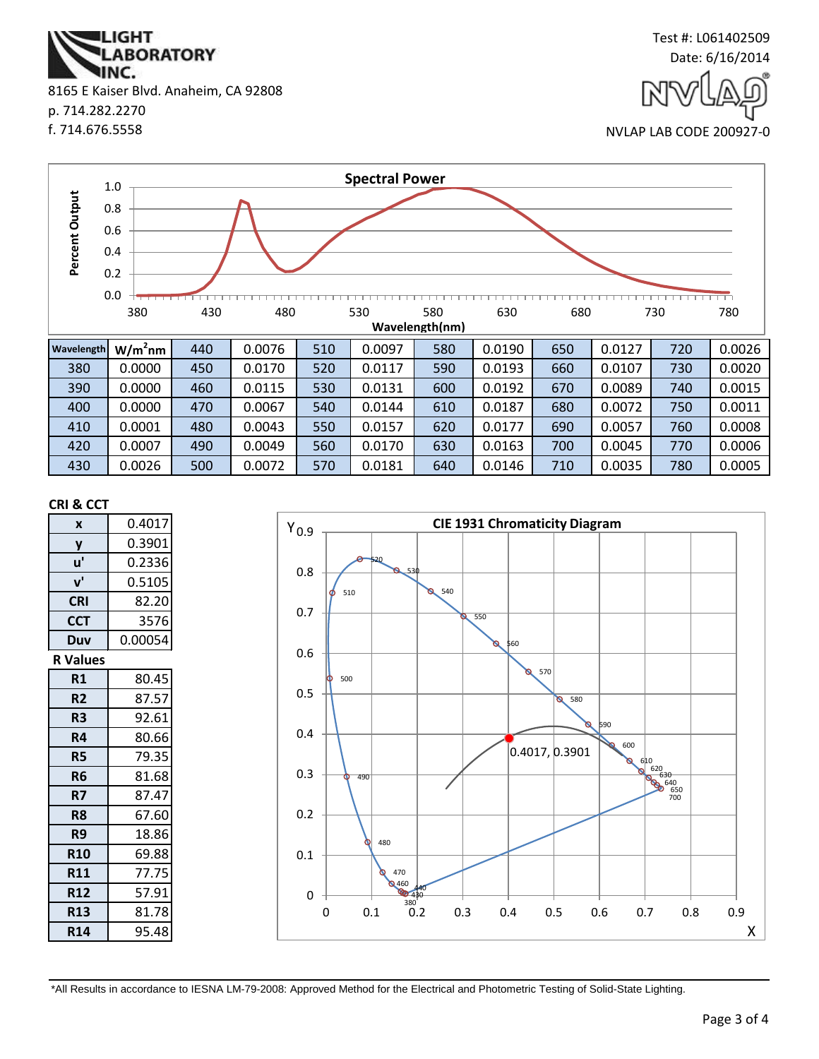LIGHT LABORATORY INC.

8165 E Kaiser Blvd. Anaheim, CA 92808
p. 714.282.2270
f. 714.676.5558

Test #: L061402509
Date: 6/16/2014

NVLAP LAB CODE 200927-0

## Spectral Power

| Wavelength | W/m²nm | Wavelength | W/m²nm | Wavelength | W/m²nm | Wavelength | W/m²nm | Wavelength | W/m²nm | Wavelength | W/m²nm |
|---|---|---|---|---|---|---|---|---|---|---|---|
| 380 | 0.0000 | 440 | 0.0076 | 510 | 0.0097 | 580 | 0.0190 | 650 | 0.0127 | 720 | 0.0026 |
| 390 | 0.0000 | 450 | 0.0170 | 520 | 0.0117 | 590 | 0.0193 | 660 | 0.0107 | 730 | 0.0020 |
| 400 | 0.0000 | 460 | 0.0115 | 530 | 0.0131 | 600 | 0.0192 | 670 | 0.0089 | 740 | 0.0015 |
| 410 | 0.0001 | 470 | 0.0067 | 540 | 0.0144 | 610 | 0.0187 | 680 | 0.0072 | 750 | 0.0011 |
| 420 | 0.0007 | 480 | 0.0043 | 550 | 0.0157 | 620 | 0.0177 | 690 | 0.0057 | 760 | 0.0008 |
| 430 | 0.0026 | 490 | 0.0049 | 560 | 0.0170 | 630 | 0.0163 | 700 | 0.0045 | 770 | 0.0006 |
| | | 500 | 0.0072 | 570 | 0.0181 | 640 | 0.0146 | 710 | 0.0035 | 780 | 0.0005 |

## CRI & CCT

| | |
|---|---|
| x | 0.4017 |
| y | 0.3901 |
| u' | 0.2336 |
| v' | 0.5105 |
| CRI | 82.20 |
| CCT | 3576 |
| Duv | 0.00054 |

## R Values

| | |
|---|---|
| R1 | 80.45 |
| R2 | 87.57 |
| R3 | 92.61 |
| R4 | 80.66 |
| R5 | 79.35 |
| R6 | 81.68 |
| R7 | 87.47 |
| R8 | 67.60 |
| R9 | 18.86 |
| R10 | 69.88 |
| R11 | 77.75 |
| R12 | 57.91 |
| R13 | 81.78 |
| R14 | 95.48 |

## CIE 1931 Chromaticity Diagram

0.4017, 0.3901

*All Results in accordance to IESNA LM-79-2008: Approved Method for the Electrical and Photometric Testing of Solid-State Lighting.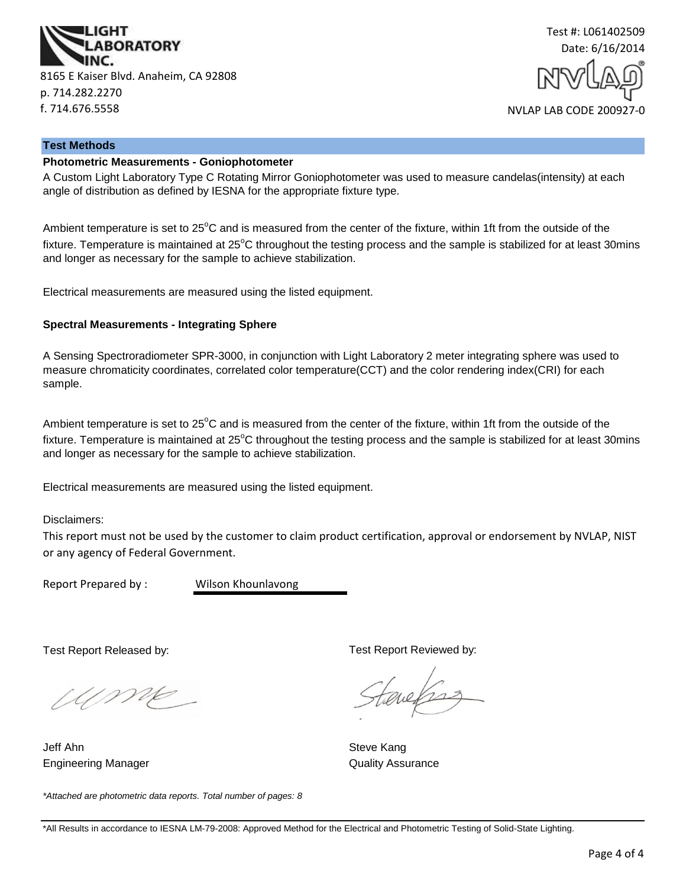LIGHT LABORATORY INC.

8165 E Kaiser Blvd. Anaheim, CA 92808
p. 714.282.2270
f. 714.676.5558

Test #: L061402509
Date: 6/16/2014

NVLAP LAB CODE 200927-0

## Test Methods

### Photometric Measurements - Goniophotometer

A Custom Light Laboratory Type C Rotating Mirror Goniophotometer was used to measure candelas(intensity) at each angle of distribution as defined by IESNA for the appropriate fixture type.

Ambient temperature is set to 25°C and is measured from the center of the fixture, within 1ft from the outside of the fixture. Temperature is maintained at 25°C throughout the testing process and the sample is stabilized for at least 30mins and longer as necessary for the sample to achieve stabilization.

Electrical measurements are measured using the listed equipment.

### Spectral Measurements - Integrating Sphere

A Sensing Spectroradiometer SPR-3000, in conjunction with Light Laboratory 2 meter integrating sphere was used to measure chromaticity coordinates, correlated color temperature(CCT) and the color rendering index(CRI) for each sample.

Ambient temperature is set to 25°C and is measured from the center of the fixture, within 1ft from the outside of the fixture. Temperature is maintained at 25°C throughout the testing process and the sample is stabilized for at least 30mins and longer as necessary for the sample to achieve stabilization.

Electrical measurements are measured using the listed equipment.

Disclaimers:

This report must not be used by the customer to claim product certification, approval or endorsement by NVLAP, NIST or any agency of Federal Government.

Report Prepared by : Wilson Khounlavong

Test Report Released by:

Jeff Ahn
Engineering Manager

Test Report Reviewed by:

Steve Kang
Quality Assurance

*Attached are photometric data reports. Total number of pages: 8*

*All Results in accordance to IESNA LM-79-2008: Approved Method for the Electrical and Photometric Testing of Solid-State Lighting.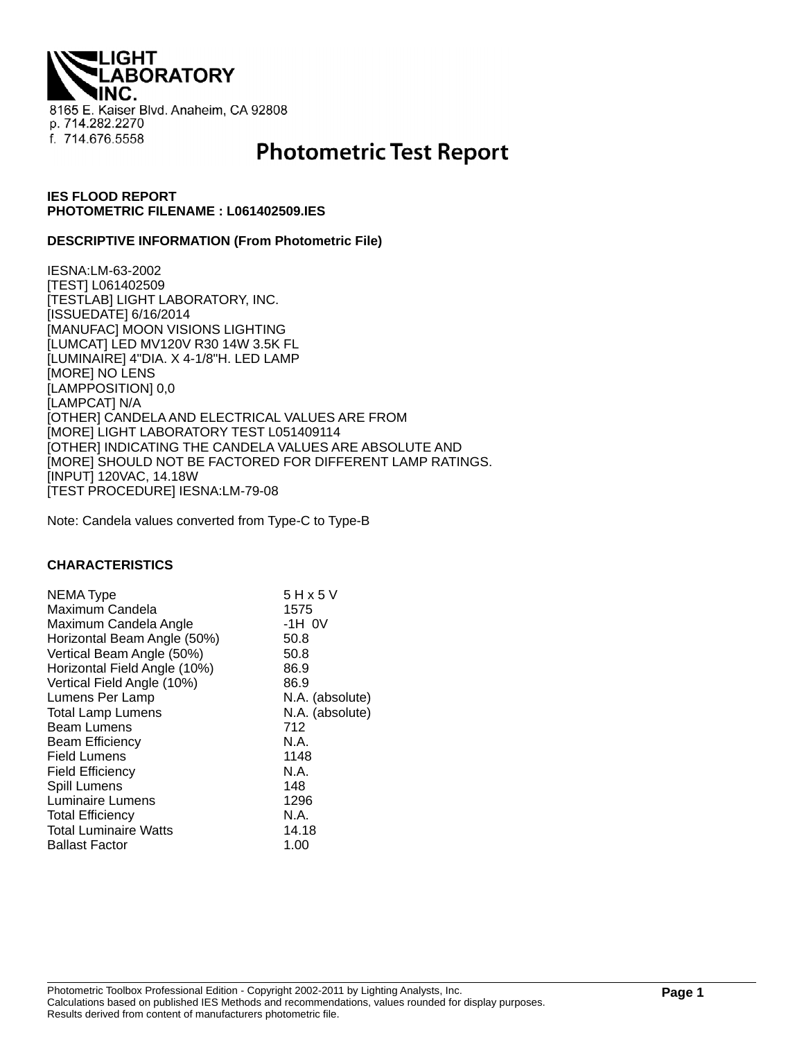LIGHT LABORATORY INC.

8165 E. Kaiser Blvd. Anaheim, CA 92808
p. 714.282.2270
f. 714.676.5558

# Photometric Test Report

**IES FLOOD REPORT**
**PHOTOMETRIC FILENAME : L061402509.IES**

**DESCRIPTIVE INFORMATION (From Photometric File)**

IESNA:LM-63-2002
[TEST] L061402509
[TESTLAB] LIGHT LABORATORY, INC.
[ISSUEDATE] 6/16/2014
[MANUFAC] MOON VISIONS LIGHTING
[LUMCAT] LED MV120V R30 14W 3.5K FL
[LUMINAIRE] 4"DIA. X 4-1/8"H. LED LAMP
[MORE] NO LENS
[LAMPPOSITION] 0,0
[LAMPCAT] N/A
[OTHER] CANDELA AND ELECTRICAL VALUES ARE FROM
[MORE] LIGHT LABORATORY TEST L051409114
[OTHER] INDICATING THE CANDELA VALUES ARE ABSOLUTE AND
[MORE] SHOULD NOT BE FACTORED FOR DIFFERENT LAMP RATINGS.
[INPUT] 120VAC, 14.18W
[TEST PROCEDURE] IESNA:LM-79-08

Note: Candela values converted from Type-C to Type-B

**CHARACTERISTICS**

| | |
|---|---|
| NEMA Type | 5 H x 5 V |
| Maximum Candela | 1575 |
| Maximum Candela Angle | -1H 0V |
| Horizontal Beam Angle (50%) | 50.8 |
| Vertical Beam Angle (50%) | 50.8 |
| Horizontal Field Angle (10%) | 86.9 |
| Vertical Field Angle (10%) | 86.9 |
| Lumens Per Lamp | N.A. (absolute) |
| Total Lamp Lumens | N.A. (absolute) |
| Beam Lumens | 712 |
| Beam Efficiency | N.A. |
| Field Lumens | 1148 |
| Field Efficiency | N.A. |
| Spill Lumens | 148 |
| Luminaire Lumens | 1296 |
| Total Efficiency | N.A. |
| Total Luminaire Watts | 14.18 |
| Ballast Factor | 1.00 |

Photometric Toolbox Professional Edition - Copyright 2002-2011 by Lighting Analysts, Inc.
Calculations based on published IES Methods and recommendations, values rounded for display purposes.
Results derived from content of manufacturers photometric file.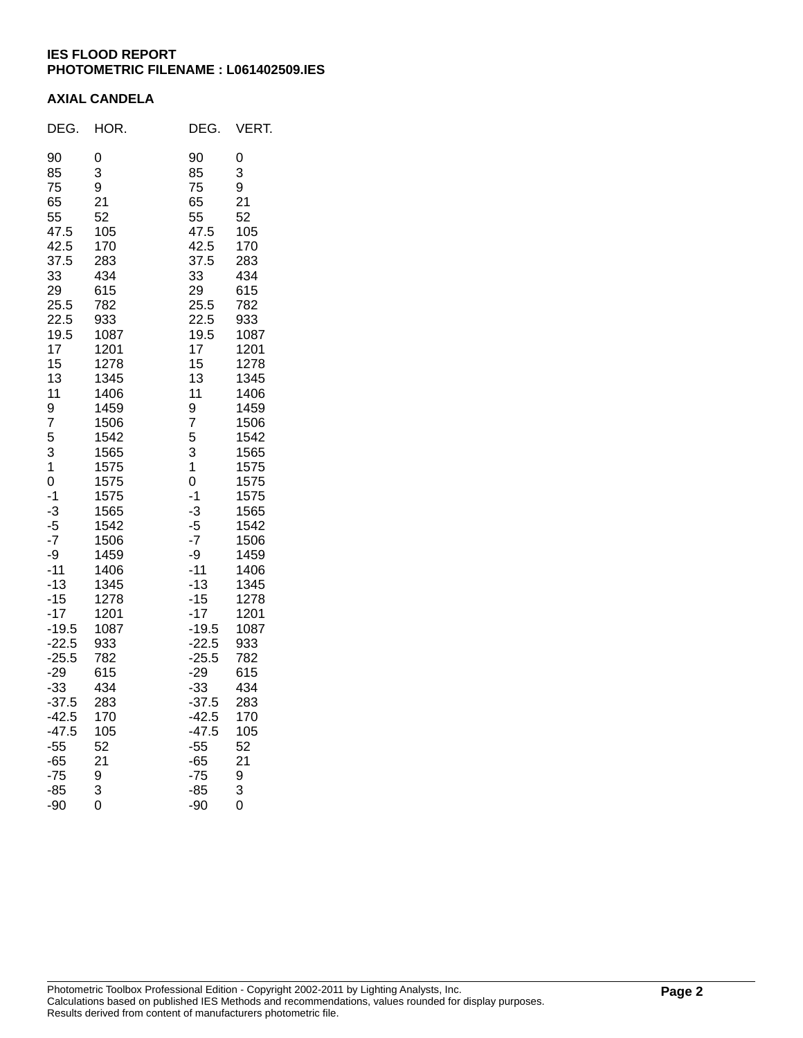**IES FLOOD REPORT**
**PHOTOMETRIC FILENAME : L061402509.IES**

**AXIAL CANDELA**

| DEG. | HOR. | DEG. | VERT. |
|---|---|---|---|
| 90 | 0 | 90 | 0 |
| 85 | 3 | 85 | 3 |
| 75 | 9 | 75 | 9 |
| 65 | 21 | 65 | 21 |
| 55 | 52 | 55 | 52 |
| 47.5 | 105 | 47.5 | 105 |
| 42.5 | 170 | 42.5 | 170 |
| 37.5 | 283 | 37.5 | 283 |
| 33 | 434 | 33 | 434 |
| 29 | 615 | 29 | 615 |
| 25.5 | 782 | 25.5 | 782 |
| 22.5 | 933 | 22.5 | 933 |
| 19.5 | 1087 | 19.5 | 1087 |
| 17 | 1201 | 17 | 1201 |
| 15 | 1278 | 15 | 1278 |
| 13 | 1345 | 13 | 1345 |
| 11 | 1406 | 11 | 1406 |
| 9 | 1459 | 9 | 1459 |
| 7 | 1506 | 7 | 1506 |
| 5 | 1542 | 5 | 1542 |
| 3 | 1565 | 3 | 1565 |
| 1 | 1575 | 1 | 1575 |
| 0 | 1575 | 0 | 1575 |
| -1 | 1575 | -1 | 1575 |
| -3 | 1565 | -3 | 1565 |
| -5 | 1542 | -5 | 1542 |
| -7 | 1506 | -7 | 1506 |
| -9 | 1459 | -9 | 1459 |
| -11 | 1406 | -11 | 1406 |
| -13 | 1345 | -13 | 1345 |
| -15 | 1278 | -15 | 1278 |
| -17 | 1201 | -17 | 1201 |
| -19.5 | 1087 | -19.5 | 1087 |
| -22.5 | 933 | -22.5 | 933 |
| -25.5 | 782 | -25.5 | 782 |
| -29 | 615 | -29 | 615 |
| -33 | 434 | -33 | 434 |
| -37.5 | 283 | -37.5 | 283 |
| -42.5 | 170 | -42.5 | 170 |
| -47.5 | 105 | -47.5 | 105 |
| -55 | 52 | -55 | 52 |
| -65 | 21 | -65 | 21 |
| -75 | 9 | -75 | 9 |
| -85 | 3 | -85 | 3 |
| -90 | 0 | -90 | 0 |

Photometric Toolbox Professional Edition - Copyright 2002-2011 by Lighting Analysts, Inc.
Calculations based on published IES Methods and recommendations, values rounded for display purposes.
Results derived from content of manufacturers photometric file.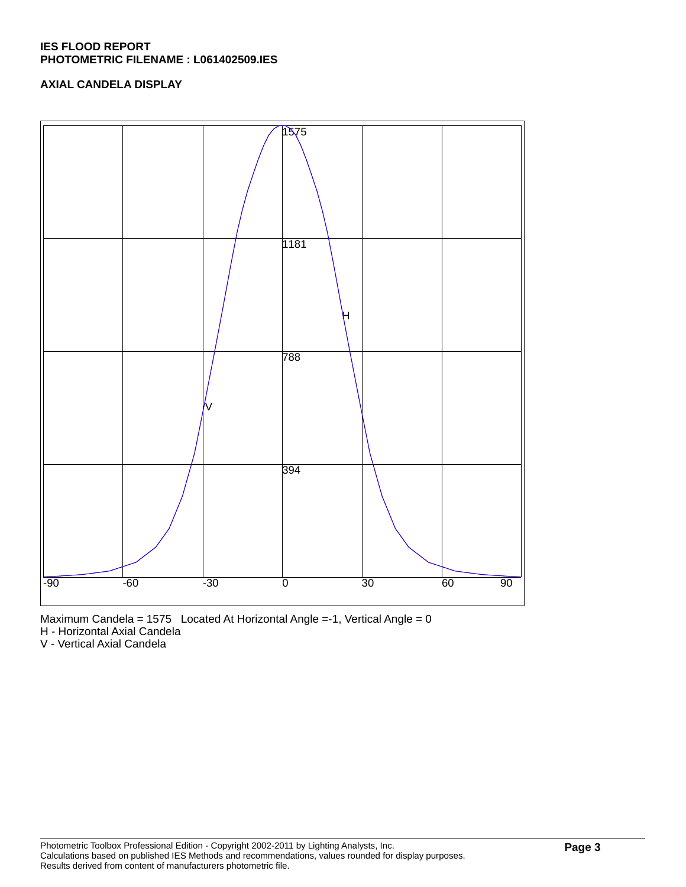**IES FLOOD REPORT**
**PHOTOMETRIC FILENAME : L061402509.IES**

**AXIAL CANDELA DISPLAY**

Maximum Candela = 1575 Located At Horizontal Angle =-1, Vertical Angle = 0
H - Horizontal Axial Candela
V - Vertical Axial Candela

Photometric Toolbox Professional Edition - Copyright 2002-2011 by Lighting Analysts, Inc.
Calculations based on published IES Methods and recommendations, values rounded for display purposes.
Results derived from content of manufacturers photometric file.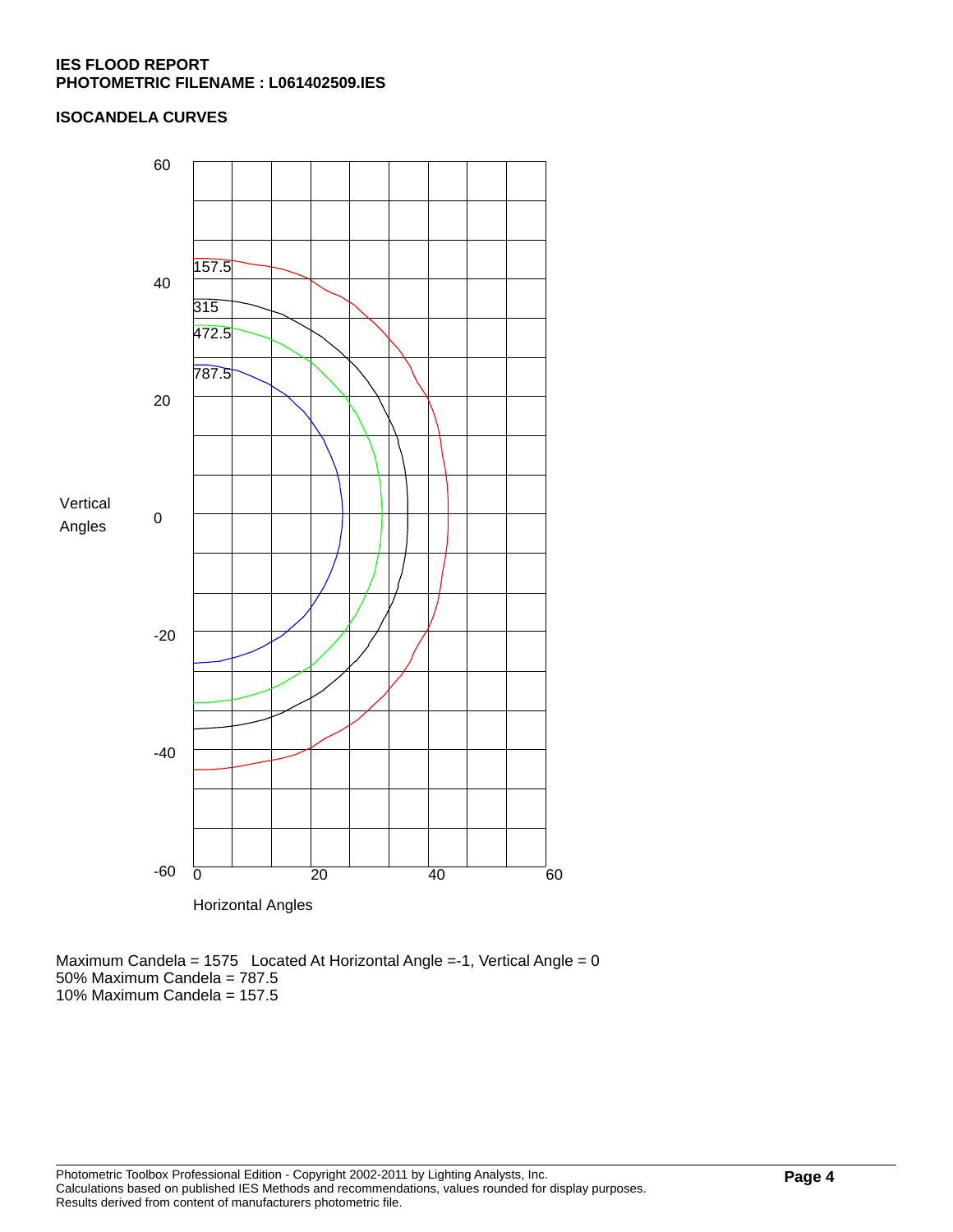**IES FLOOD REPORT**
**PHOTOMETRIC FILENAME : L061402509.IES**

**ISOCANDELA CURVES**

60
40
20
0
-20
-40
-60

Vertical
Angles

157.5
315
472.5
787.5

0
20
40
60

Horizontal Angles

Maximum Candela = 1575 Located At Horizontal Angle =-1, Vertical Angle = 0
50% Maximum Candela = 787.5
10% Maximum Candela = 157.5

Photometric Toolbox Professional Edition - Copyright 2002-2011 by Lighting Analysts, Inc.
Calculations based on published IES Methods and recommendations, values rounded for display purposes.
Results derived from content of manufacturers photometric file.